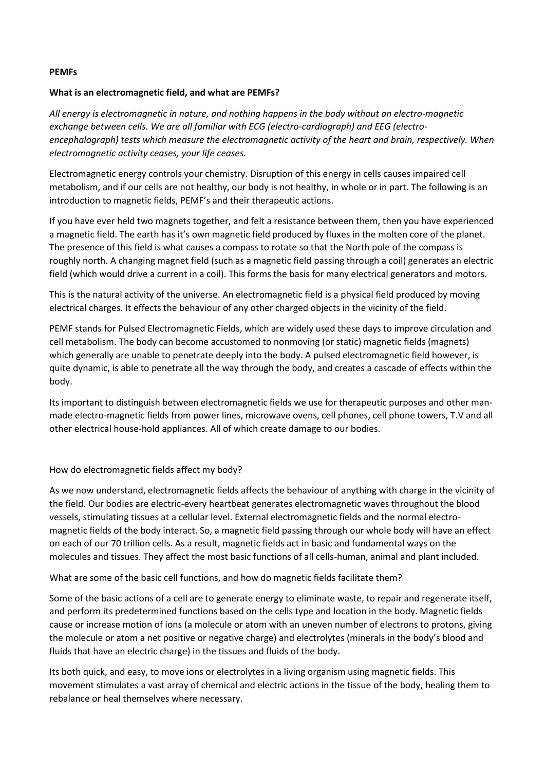**PEMFs**

**What is an electromagnetic field, and what are PEMFs?**

*All energy is electromagnetic in nature, and nothing happens in the body without an electro-magnetic exchange between cells. We are all familiar with ECG (electro-cardiograph) and EEG (electro-encephalograph) tests which measure the electromagnetic activity of the heart and brain, respectively. When electromagnetic activity ceases, your life ceases.*

Electromagnetic energy controls your chemistry. Disruption of this energy in cells causes impaired cell metabolism, and if our cells are not healthy, our body is not healthy, in whole or in part. The following is an introduction to magnetic fields, PEMF's and their therapeutic actions.

If you have ever held two magnets together, and felt a resistance between them, then you have experienced a magnetic field. The earth has it's own magnetic field produced by fluxes in the molten core of the planet. The presence of this field is what causes a compass to rotate so that the North pole of the compass is roughly north. A changing magnet field (such as a magnetic field passing through a coil) generates an electric field (which would drive a current in a coil). This forms the basis for many electrical generators and motors.

This is the natural activity of the universe. An electromagnetic field is a physical field produced by moving electrical charges. It effects the behaviour of any other charged objects in the vicinity of the field.

PEMF stands for Pulsed Electromagnetic Fields, which are widely used these days to improve circulation and cell metabolism. The body can become accustomed to nonmoving (or static) magnetic fields (magnets) which generally are unable to penetrate deeply into the body. A pulsed electromagnetic field however, is quite dynamic, is able to penetrate all the way through the body, and creates a cascade of effects within the body.

Its important to distinguish between electromagnetic fields we use for therapeutic purposes and other man-made electro-magnetic fields from power lines, microwave ovens, cell phones, cell phone towers, T.V and all other electrical house-hold appliances. All of which create damage to our bodies.

How do electromagnetic fields affect my body?

As we now understand, electromagnetic fields affects the behaviour of anything with charge in the vicinity of the field. Our bodies are electric-every heartbeat generates electromagnetic waves throughout the blood vessels, stimulating tissues at a cellular level. External electromagnetic fields and the normal electro-magnetic fields of the body interact. So, a magnetic field passing through our whole body will have an effect on each of our 70 trillion cells. As a result, magnetic fields act in basic and fundamental ways on the molecules and tissues. They affect the most basic functions of all cells-human, animal and plant included.

What are some of the basic cell functions, and how do magnetic fields facilitate them?

Some of the basic actions of a cell are to generate energy to eliminate waste, to repair and regenerate itself, and perform its predetermined functions based on the cells type and location in the body. Magnetic fields cause or increase motion of ions (a molecule or atom with an uneven number of electrons to protons, giving the molecule or atom a net positive or negative charge) and electrolytes (minerals in the body's blood and fluids that have an electric charge) in the tissues and fluids of the body.

Its both quick, and easy, to move ions or electrolytes in a living organism using magnetic fields. This movement stimulates a vast array of chemical and electric actions in the tissue of the body, healing them to rebalance or heal themselves where necessary.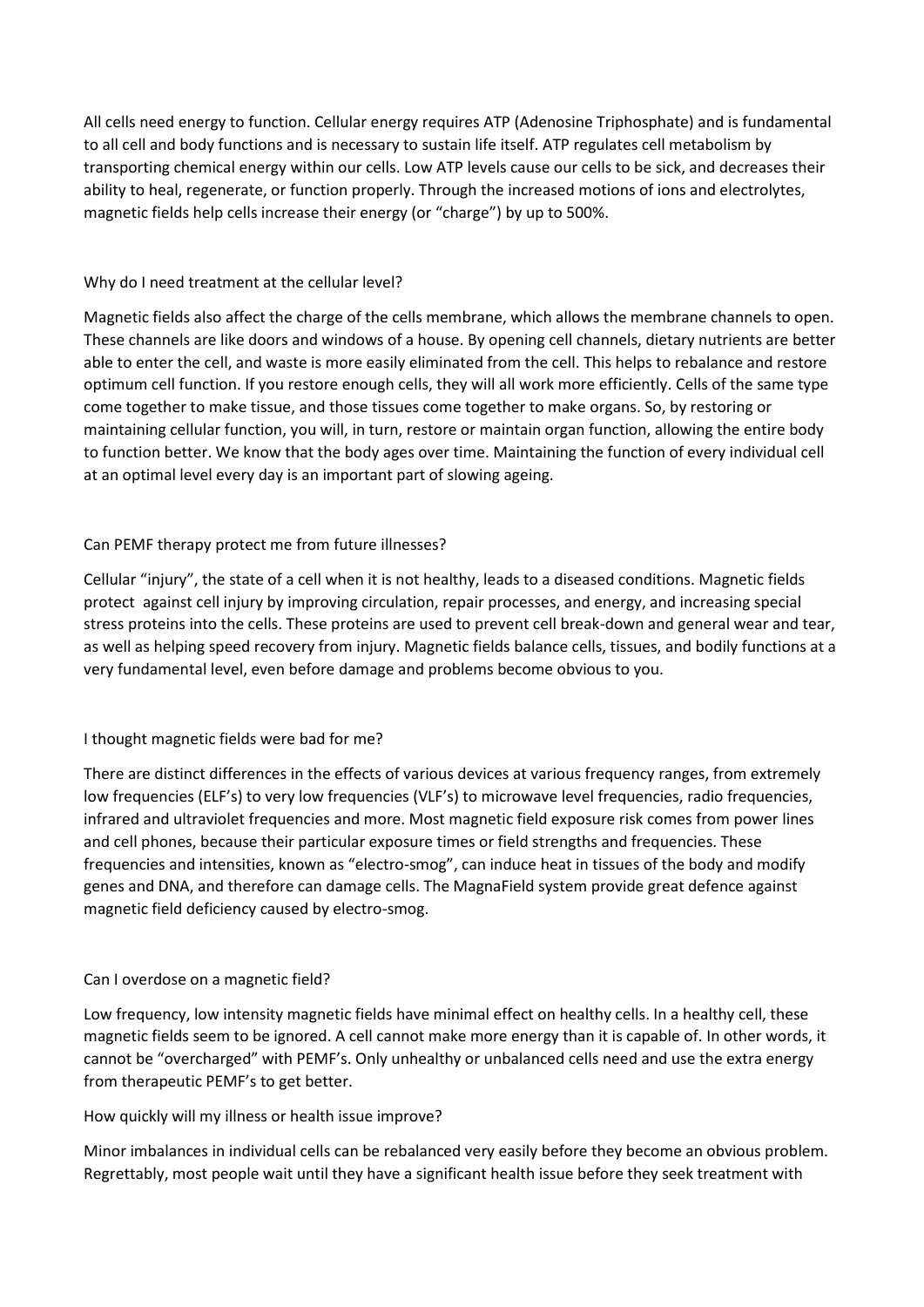All cells need energy to function. Cellular energy requires ATP (Adenosine Triphosphate) and is fundamental to all cell and body functions and is necessary to sustain life itself. ATP regulates cell metabolism by transporting chemical energy within our cells. Low ATP levels cause our cells to be sick, and decreases their ability to heal, regenerate, or function properly. Through the increased motions of ions and electrolytes, magnetic fields help cells increase their energy (or "charge") by up to 500%.

## Why do I need treatment at the cellular level?

Magnetic fields also affect the charge of the cells membrane, which allows the membrane channels to open. These channels are like doors and windows of a house. By opening cell channels, dietary nutrients are better able to enter the cell, and waste is more easily eliminated from the cell. This helps to rebalance and restore optimum cell function. If you restore enough cells, they will all work more efficiently. Cells of the same type come together to make tissue, and those tissues come together to make organs. So, by restoring or maintaining cellular function, you will, in turn, restore or maintain organ function, allowing the entire body to function better. We know that the body ages over time. Maintaining the function of every individual cell at an optimal level every day is an important part of slowing ageing.

## Can PEMF therapy protect me from future illnesses?

Cellular "injury", the state of a cell when it is not healthy, leads to a diseased conditions. Magnetic fields protect against cell injury by improving circulation, repair processes, and energy, and increasing special stress proteins into the cells. These proteins are used to prevent cell break-down and general wear and tear, as well as helping speed recovery from injury. Magnetic fields balance cells, tissues, and bodily functions at a very fundamental level, even before damage and problems become obvious to you.

## I thought magnetic fields were bad for me?

There are distinct differences in the effects of various devices at various frequency ranges, from extremely low frequencies (ELF's) to very low frequencies (VLF's) to microwave level frequencies, radio frequencies, infrared and ultraviolet frequencies and more. Most magnetic field exposure risk comes from power lines and cell phones, because their particular exposure times or field strengths and frequencies. These frequencies and intensities, known as "electro-smog", can induce heat in tissues of the body and modify genes and DNA, and therefore can damage cells. The MagnaField system provide great defence against magnetic field deficiency caused by electro-smog.

## Can I overdose on a magnetic field?

Low frequency, low intensity magnetic fields have minimal effect on healthy cells. In a healthy cell, these magnetic fields seem to be ignored. A cell cannot make more energy than it is capable of. In other words, it cannot be "overcharged" with PEMF's. Only unhealthy or unbalanced cells need and use the extra energy from therapeutic PEMF's to get better.

## How quickly will my illness or health issue improve?

Minor imbalances in individual cells can be rebalanced very easily before they become an obvious problem. Regrettably, most people wait until they have a significant health issue before they seek treatment with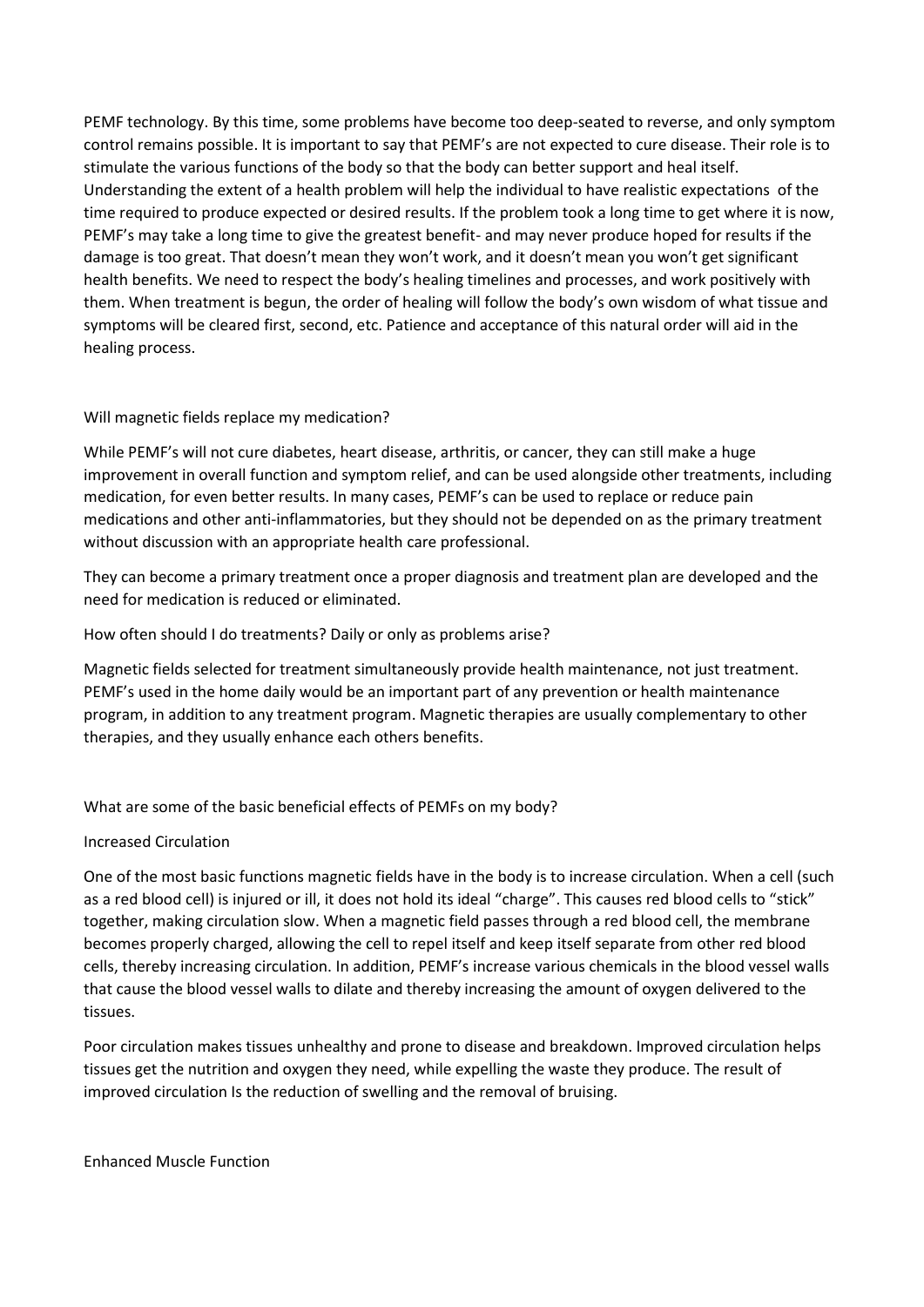PEMF technology. By this time, some problems have become too deep-seated to reverse, and only symptom control remains possible. It is important to say that PEMF's are not expected to cure disease. Their role is to stimulate the various functions of the body so that the body can better support and heal itself. Understanding the extent of a health problem will help the individual to have realistic expectations of the time required to produce expected or desired results. If the problem took a long time to get where it is now, PEMF's may take a long time to give the greatest benefit- and may never produce hoped for results if the damage is too great. That doesn't mean they won't work, and it doesn't mean you won't get significant health benefits. We need to respect the body's healing timelines and processes, and work positively with them. When treatment is begun, the order of healing will follow the body's own wisdom of what tissue and symptoms will be cleared first, second, etc. Patience and acceptance of this natural order will aid in the healing process.

## Will magnetic fields replace my medication?

While PEMF's will not cure diabetes, heart disease, arthritis, or cancer, they can still make a huge improvement in overall function and symptom relief, and can be used alongside other treatments, including medication, for even better results. In many cases, PEMF's can be used to replace or reduce pain medications and other anti-inflammatories, but they should not be depended on as the primary treatment without discussion with an appropriate health care professional.

They can become a primary treatment once a proper diagnosis and treatment plan are developed and the need for medication is reduced or eliminated.

## How often should I do treatments? Daily or only as problems arise?

Magnetic fields selected for treatment simultaneously provide health maintenance, not just treatment. PEMF's used in the home daily would be an important part of any prevention or health maintenance program, in addition to any treatment program. Magnetic therapies are usually complementary to other therapies, and they usually enhance each others benefits.

## What are some of the basic beneficial effects of PEMFs on my body?

### Increased Circulation

One of the most basic functions magnetic fields have in the body is to increase circulation. When a cell (such as a red blood cell) is injured or ill, it does not hold its ideal "charge". This causes red blood cells to "stick" together, making circulation slow. When a magnetic field passes through a red blood cell, the membrane becomes properly charged, allowing the cell to repel itself and keep itself separate from other red blood cells, thereby increasing circulation. In addition, PEMF's increase various chemicals in the blood vessel walls that cause the blood vessel walls to dilate and thereby increasing the amount of oxygen delivered to the tissues.

Poor circulation makes tissues unhealthy and prone to disease and breakdown. Improved circulation helps tissues get the nutrition and oxygen they need, while expelling the waste they produce. The result of improved circulation Is the reduction of swelling and the removal of bruising.

### Enhanced Muscle Function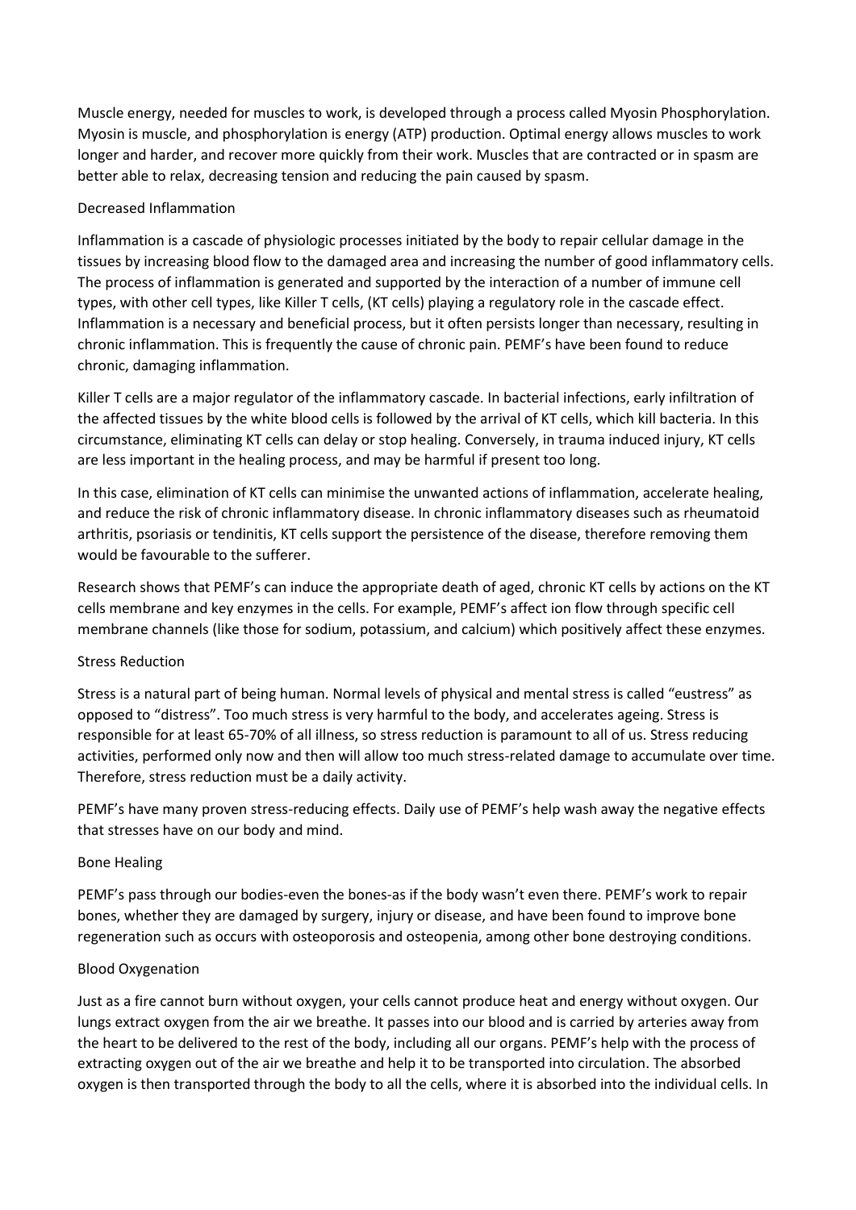Muscle energy, needed for muscles to work, is developed through a process called Myosin Phosphorylation. Myosin is muscle, and phosphorylation is energy (ATP) production. Optimal energy allows muscles to work longer and harder, and recover more quickly from their work. Muscles that are contracted or in spasm are better able to relax, decreasing tension and reducing the pain caused by spasm.

## Decreased Inflammation

Inflammation is a cascade of physiologic processes initiated by the body to repair cellular damage in the tissues by increasing blood flow to the damaged area and increasing the number of good inflammatory cells. The process of inflammation is generated and supported by the interaction of a number of immune cell types, with other cell types, like Killer T cells, (KT cells) playing a regulatory role in the cascade effect. Inflammation is a necessary and beneficial process, but it often persists longer than necessary, resulting in chronic inflammation. This is frequently the cause of chronic pain. PEMF's have been found to reduce chronic, damaging inflammation.

Killer T cells are a major regulator of the inflammatory cascade. In bacterial infections, early infiltration of the affected tissues by the white blood cells is followed by the arrival of KT cells, which kill bacteria. In this circumstance, eliminating KT cells can delay or stop healing. Conversely, in trauma induced injury, KT cells are less important in the healing process, and may be harmful if present too long.

In this case, elimination of KT cells can minimise the unwanted actions of inflammation, accelerate healing, and reduce the risk of chronic inflammatory disease. In chronic inflammatory diseases such as rheumatoid arthritis, psoriasis or tendinitis, KT cells support the persistence of the disease, therefore removing them would be favourable to the sufferer.

Research shows that PEMF's can induce the appropriate death of aged, chronic KT cells by actions on the KT cells membrane and key enzymes in the cells. For example, PEMF's affect ion flow through specific cell membrane channels (like those for sodium, potassium, and calcium) which positively affect these enzymes.

## Stress Reduction

Stress is a natural part of being human. Normal levels of physical and mental stress is called "eustress" as opposed to "distress". Too much stress is very harmful to the body, and accelerates ageing. Stress is responsible for at least 65-70% of all illness, so stress reduction is paramount to all of us. Stress reducing activities, performed only now and then will allow too much stress-related damage to accumulate over time. Therefore, stress reduction must be a daily activity.

PEMF's have many proven stress-reducing effects. Daily use of PEMF's help wash away the negative effects that stresses have on our body and mind.

## Bone Healing

PEMF's pass through our bodies-even the bones-as if the body wasn't even there. PEMF's work to repair bones, whether they are damaged by surgery, injury or disease, and have been found to improve bone regeneration such as occurs with osteoporosis and osteopenia, among other bone destroying conditions.

## Blood Oxygenation

Just as a fire cannot burn without oxygen, your cells cannot produce heat and energy without oxygen. Our lungs extract oxygen from the air we breathe. It passes into our blood and is carried by arteries away from the heart to be delivered to the rest of the body, including all our organs. PEMF's help with the process of extracting oxygen out of the air we breathe and help it to be transported into circulation. The absorbed oxygen is then transported through the body to all the cells, where it is absorbed into the individual cells. In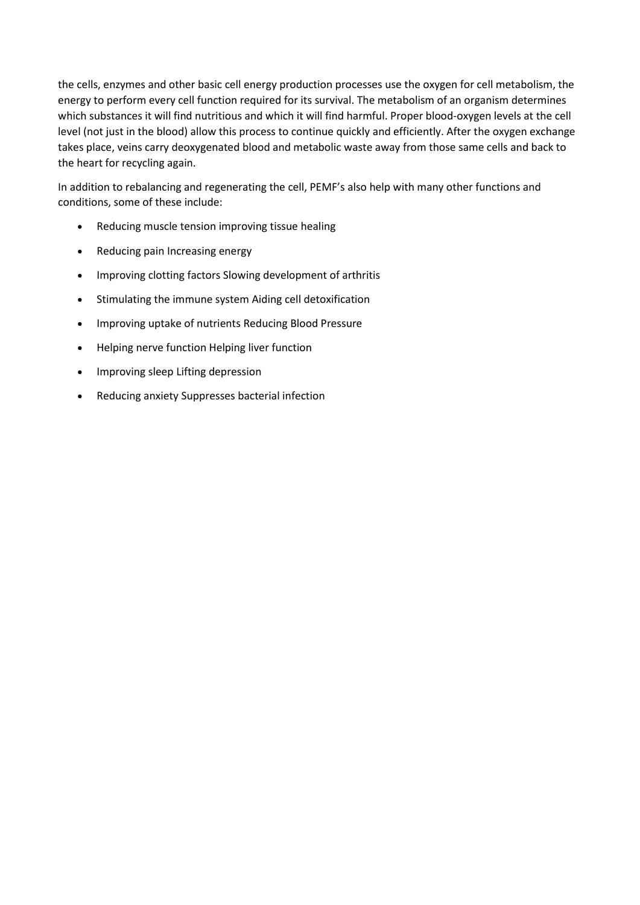the cells, enzymes and other basic cell energy production processes use the oxygen for cell metabolism, the energy to perform every cell function required for its survival. The metabolism of an organism determines which substances it will find nutritious and which it will find harmful. Proper blood-oxygen levels at the cell level (not just in the blood) allow this process to continue quickly and efficiently. After the oxygen exchange takes place, veins carry deoxygenated blood and metabolic waste away from those same cells and back to the heart for recycling again.

In addition to rebalancing and regenerating the cell, PEMF's also help with many other functions and conditions, some of these include:

- Reducing muscle tension improving tissue healing
- Reducing pain Increasing energy
- Improving clotting factors Slowing development of arthritis
- Stimulating the immune system Aiding cell detoxification
- Improving uptake of nutrients Reducing Blood Pressure
- Helping nerve function Helping liver function
- Improving sleep Lifting depression
- Reducing anxiety Suppresses bacterial infection